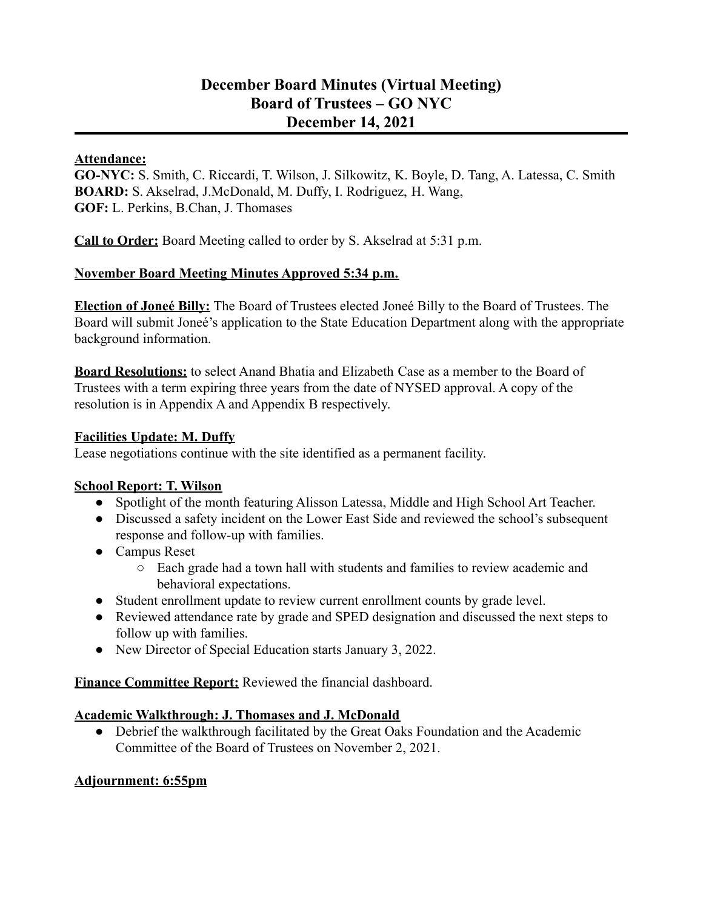# December Board Minutes (Virtual Meeting)
# Board of Trustees – GO NYC
# December 14, 2021

**Attendance:**
**GO-NYC:** S. Smith, C. Riccardi, T. Wilson, J. Silkowitz, K. Boyle, D. Tang, A. Latessa, C. Smith
**BOARD:** S. Akselrad, J.McDonald, M. Duffy, I. Rodriguez, H. Wang,
**GOF:** L. Perkins, B.Chan, J. Thomases

**Call to Order:** Board Meeting called to order by S. Akselrad at 5:31 p.m.

**November Board Meeting Minutes Approved 5:34 p.m.**

**Election of Joneé Billy:** The Board of Trustees elected Joneé Billy to the Board of Trustees. The Board will submit Joneé's application to the State Education Department along with the appropriate background information.

**Board Resolutions:** to select Anand Bhatia and Elizabeth Case as a member to the Board of Trustees with a term expiring three years from the date of NYSED approval. A copy of the resolution is in Appendix A and Appendix B respectively.

**Facilities Update: M. Duffy**
Lease negotiations continue with the site identified as a permanent facility.

**School Report: T. Wilson**

- Spotlight of the month featuring Alisson Latessa, Middle and High School Art Teacher.
- Discussed a safety incident on the Lower East Side and reviewed the school's subsequent response and follow-up with families.
- Campus Reset
  - Each grade had a town hall with students and families to review academic and behavioral expectations.
- Student enrollment update to review current enrollment counts by grade level.
- Reviewed attendance rate by grade and SPED designation and discussed the next steps to follow up with families.
- New Director of Special Education starts January 3, 2022.

**Finance Committee Report:** Reviewed the financial dashboard.

**Academic Walkthrough: J. Thomases and J. McDonald**

- Debrief the walkthrough facilitated by the Great Oaks Foundation and the Academic Committee of the Board of Trustees on November 2, 2021.

**Adjournment: 6:55pm**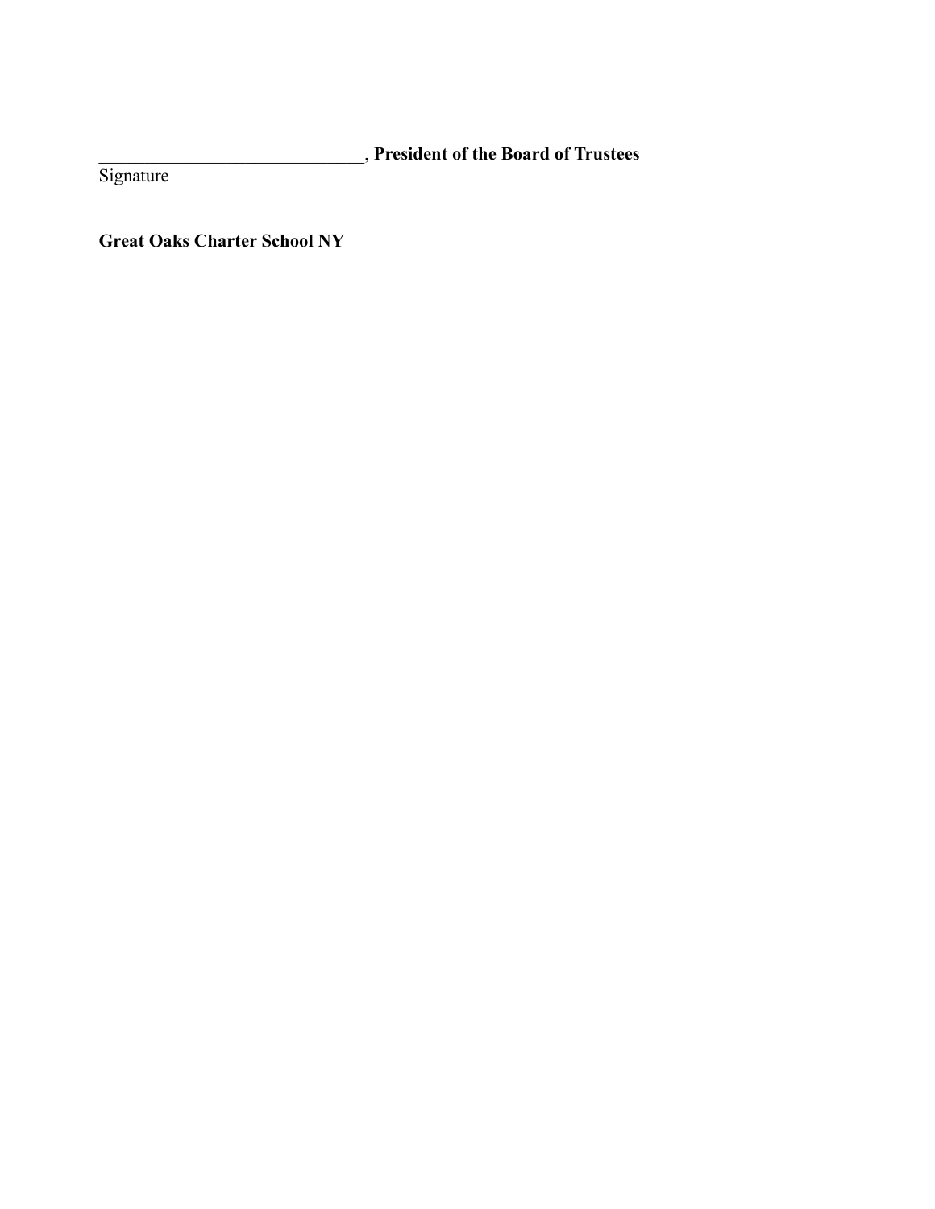______________________________, **President of the Board of Trustees**
Signature

**Great Oaks Charter School NY**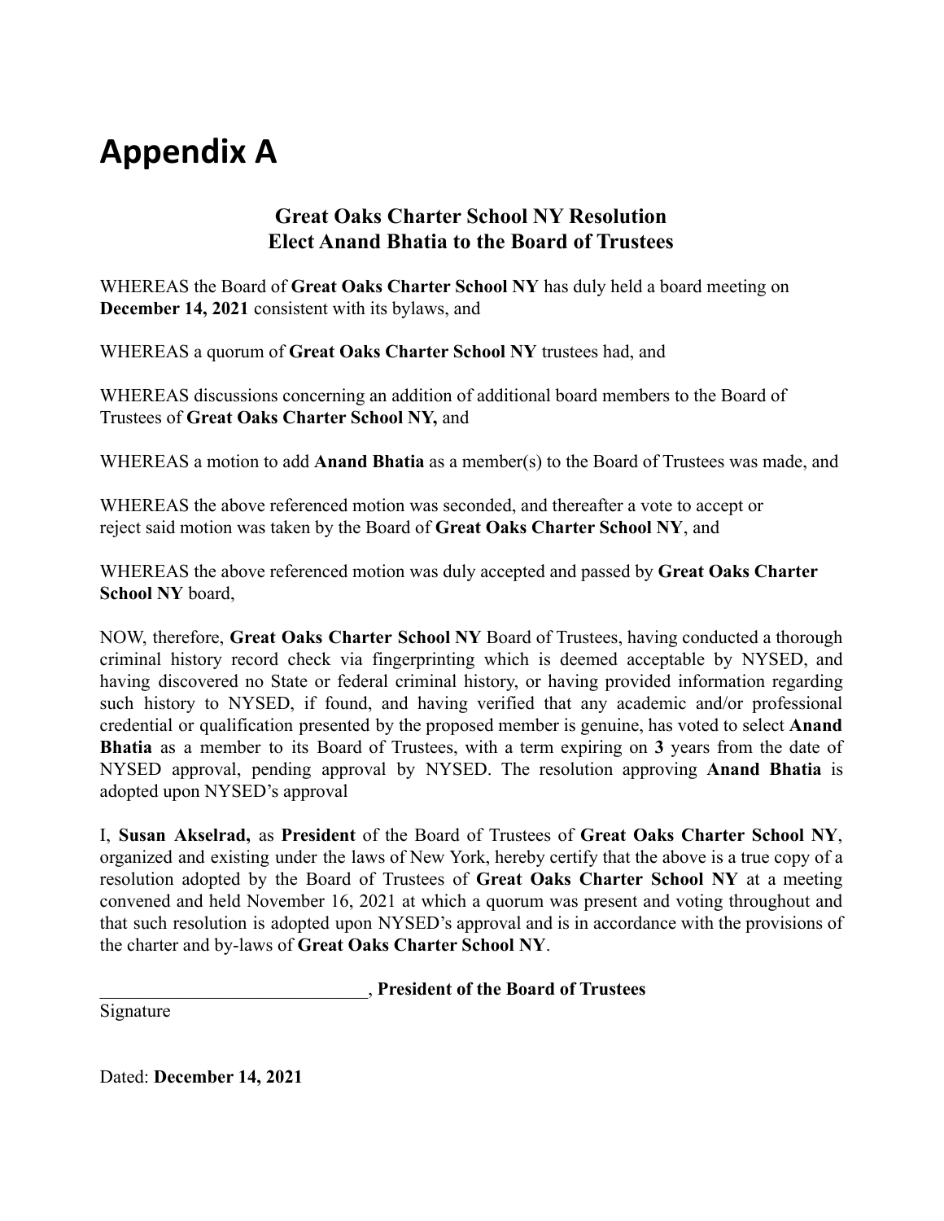# Appendix A

## Great Oaks Charter School NY Resolution
## Elect Anand Bhatia to the Board of Trustees

WHEREAS the Board of **Great Oaks Charter School NY** has duly held a board meeting on **December 14, 2021** consistent with its bylaws, and

WHEREAS a quorum of **Great Oaks Charter School NY** trustees had, and

WHEREAS discussions concerning an addition of additional board members to the Board of Trustees of **Great Oaks Charter School NY,** and

WHEREAS a motion to add **Anand Bhatia** as a member(s) to the Board of Trustees was made, and

WHEREAS the above referenced motion was seconded, and thereafter a vote to accept or reject said motion was taken by the Board of **Great Oaks Charter School NY**, and

WHEREAS the above referenced motion was duly accepted and passed by **Great Oaks Charter School NY** board,

NOW, therefore, **Great Oaks Charter School NY** Board of Trustees, having conducted a thorough criminal history record check via fingerprinting which is deemed acceptable by NYSED, and having discovered no State or federal criminal history, or having provided information regarding such history to NYSED, if found, and having verified that any academic and/or professional credential or qualification presented by the proposed member is genuine, has voted to select **Anand Bhatia** as a member to its Board of Trustees, with a term expiring on **3** years from the date of NYSED approval, pending approval by NYSED. The resolution approving **Anand Bhatia** is adopted upon NYSED's approval

I, **Susan Akselrad,** as **President** of the Board of Trustees of **Great Oaks Charter School NY**, organized and existing under the laws of New York, hereby certify that the above is a true copy of a resolution adopted by the Board of Trustees of **Great Oaks Charter School NY** at a meeting convened and held November 16, 2021 at which a quorum was present and voting throughout and that such resolution is adopted upon NYSED's approval and is in accordance with the provisions of the charter and by-laws of **Great Oaks Charter School NY**.

______________________________, **President of the Board of Trustees**
Signature

Dated: **December 14, 2021**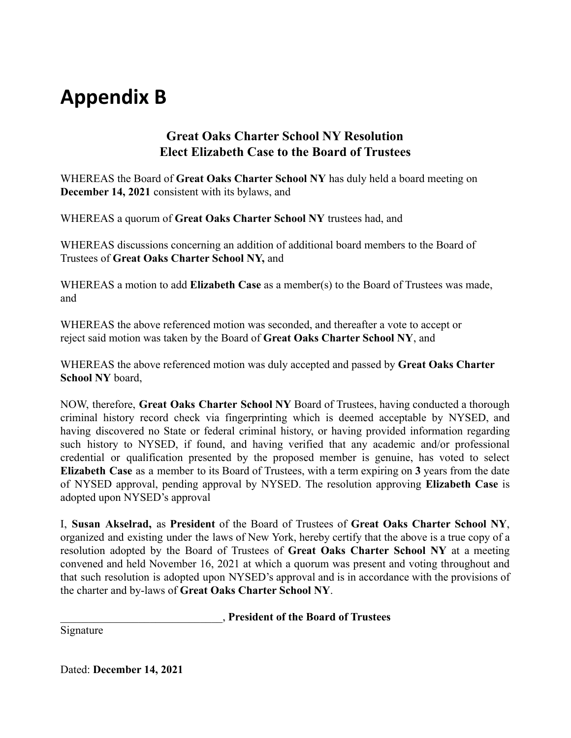# Appendix B

## Great Oaks Charter School NY Resolution
## Elect Elizabeth Case to the Board of Trustees

WHEREAS the Board of **Great Oaks Charter School NY** has duly held a board meeting on **December 14, 2021** consistent with its bylaws, and

WHEREAS a quorum of **Great Oaks Charter School NY** trustees had, and

WHEREAS discussions concerning an addition of additional board members to the Board of Trustees of **Great Oaks Charter School NY,** and

WHEREAS a motion to add **Elizabeth Case** as a member(s) to the Board of Trustees was made, and

WHEREAS the above referenced motion was seconded, and thereafter a vote to accept or reject said motion was taken by the Board of **Great Oaks Charter School NY**, and

WHEREAS the above referenced motion was duly accepted and passed by **Great Oaks Charter School NY** board,

NOW, therefore, **Great Oaks Charter School NY** Board of Trustees, having conducted a thorough criminal history record check via fingerprinting which is deemed acceptable by NYSED, and having discovered no State or federal criminal history, or having provided information regarding such history to NYSED, if found, and having verified that any academic and/or professional credential or qualification presented by the proposed member is genuine, has voted to select **Elizabeth Case** as a member to its Board of Trustees, with a term expiring on **3** years from the date of NYSED approval, pending approval by NYSED. The resolution approving **Elizabeth Case** is adopted upon NYSED's approval

I, **Susan Akselrad,** as **President** of the Board of Trustees of **Great Oaks Charter School NY**, organized and existing under the laws of New York, hereby certify that the above is a true copy of a resolution adopted by the Board of Trustees of **Great Oaks Charter School NY** at a meeting convened and held November 16, 2021 at which a quorum was present and voting throughout and that such resolution is adopted upon NYSED's approval and is in accordance with the provisions of the charter and by-laws of **Great Oaks Charter School NY**.

_____________________________, **President of the Board of Trustees**
Signature

Dated: **December 14, 2021**